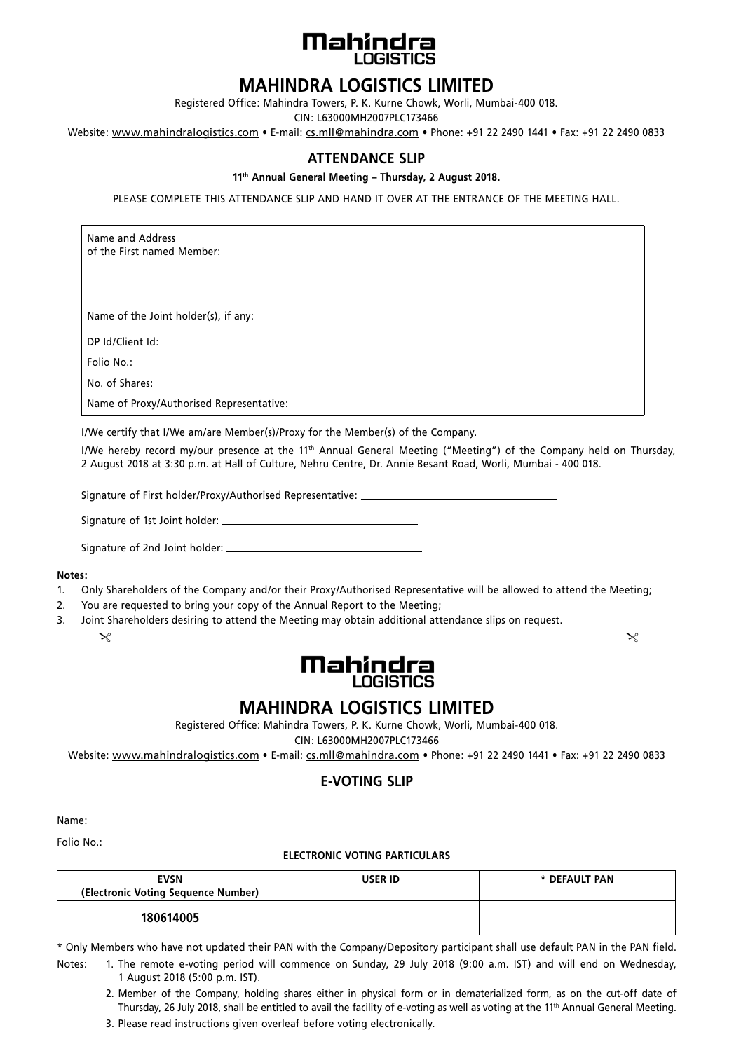Mahindra LOGISTICS

# MAHINDRA LOGISTICS LIMITED

Registered Office: Mahindra Towers, P. K. Kurne Chowk, Worli, Mumbai-400 018.

CIN: L63000MH2007PLC173466

Website: www.mahindralogistics.com • E-mail: cs.mll@mahindra.com • Phone: +91 22 2490 1441 • Fax: +91 22 2490 0833

## ATTENDANCE SLIP

**11th Annual General Meeting – Thursday, 2 August 2018.**

PLEASE COMPLETE THIS ATTENDANCE SLIP AND HAND IT OVER AT THE ENTRANCE OF THE MEETING HALL.

| |
|---|
| Name and Address of the First named Member: |
| Name of the Joint holder(s), if any: |
| DP Id/Client Id: |
| Folio No.: |
| No. of Shares: |
| Name of Proxy/Authorised Representative: |

I/We certify that I/We am/are Member(s)/Proxy for the Member(s) of the Company.

I/We hereby record my/our presence at the 11th Annual General Meeting ("Meeting") of the Company held on Thursday, 2 August 2018 at 3:30 p.m. at Hall of Culture, Nehru Centre, Dr. Annie Besant Road, Worli, Mumbai - 400 018.

Signature of First holder/Proxy/Authorised Representative: ____________________

Signature of 1st Joint holder: ____________________

Signature of 2nd Joint holder: ____________________

**Notes:**

1. Only Shareholders of the Company and/or their Proxy/Authorised Representative will be allowed to attend the Meeting;
2. You are requested to bring your copy of the Annual Report to the Meeting;
3. Joint Shareholders desiring to attend the Meeting may obtain additional attendance slips on request.

---

Mahindra LOGISTICS

# MAHINDRA LOGISTICS LIMITED

Registered Office: Mahindra Towers, P. K. Kurne Chowk, Worli, Mumbai-400 018.

CIN: L63000MH2007PLC173466

Website: www.mahindralogistics.com • E-mail: cs.mll@mahindra.com • Phone: +91 22 2490 1441 • Fax: +91 22 2490 0833

## E-VOTING SLIP

Name:

Folio No.:

**ELECTRONIC VOTING PARTICULARS**

| EVSN (Electronic Voting Sequence Number) | USER ID | * DEFAULT PAN |
|---|---|---|
| 180614005 | | |

\* Only Members who have not updated their PAN with the Company/Depository participant shall use default PAN in the PAN field.

Notes:

1. The remote e-voting period will commence on Sunday, 29 July 2018 (9:00 a.m. IST) and will end on Wednesday, 1 August 2018 (5:00 p.m. IST).
2. Member of the Company, holding shares either in physical form or in dematerialized form, as on the cut-off date of Thursday, 26 July 2018, shall be entitled to avail the facility of e-voting as well as voting at the 11th Annual General Meeting.
3. Please read instructions given overleaf before voting electronically.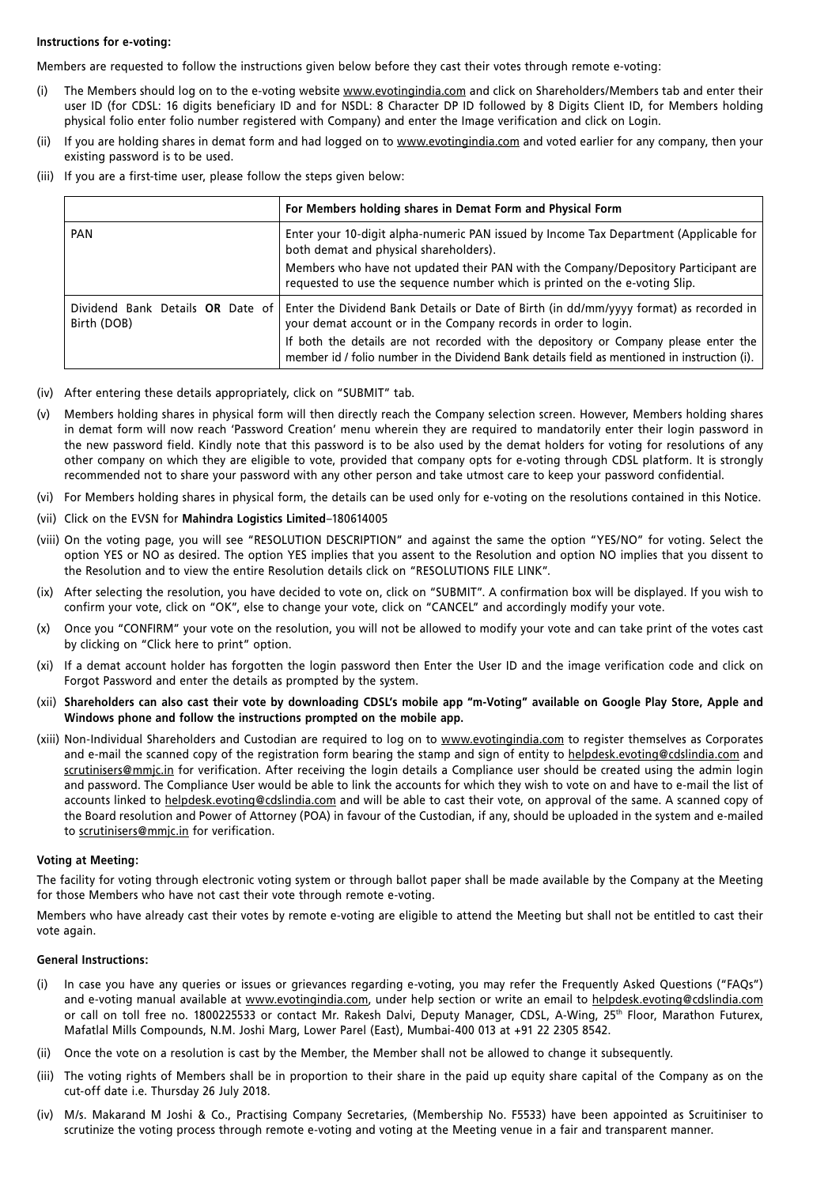**Instructions for e-voting:**

Members are requested to follow the instructions given below before they cast their votes through remote e-voting:

(i) The Members should log on to the e-voting website www.evotingindia.com and click on Shareholders/Members tab and enter their user ID (for CDSL: 16 digits beneficiary ID and for NSDL: 8 Character DP ID followed by 8 Digits Client ID, for Members holding physical folio enter folio number registered with Company) and enter the Image verification and click on Login.

(ii) If you are holding shares in demat form and had logged on to www.evotingindia.com and voted earlier for any company, then your existing password is to be used.

(iii) If you are a first-time user, please follow the steps given below:

| | **For Members holding shares in Demat Form and Physical Form** |
|---|---|
| PAN | Enter your 10-digit alpha-numeric PAN issued by Income Tax Department (Applicable for both demat and physical shareholders).<br>Members who have not updated their PAN with the Company/Depository Participant are requested to use the sequence number which is printed on the e-voting Slip. |
| Dividend Bank Details **OR** Date of Birth (DOB) | Enter the Dividend Bank Details or Date of Birth (in dd/mm/yyyy format) as recorded in your demat account or in the Company records in order to login.<br>If both the details are not recorded with the depository or Company please enter the member id / folio number in the Dividend Bank details field as mentioned in instruction (i). |

(iv) After entering these details appropriately, click on "SUBMIT" tab.

(v) Members holding shares in physical form will then directly reach the Company selection screen. However, Members holding shares in demat form will now reach 'Password Creation' menu wherein they are required to mandatorily enter their login password in the new password field. Kindly note that this password is to be also used by the demat holders for voting for resolutions of any other company on which they are eligible to vote, provided that company opts for e-voting through CDSL platform. It is strongly recommended not to share your password with any other person and take utmost care to keep your password confidential.

(vi) For Members holding shares in physical form, the details can be used only for e-voting on the resolutions contained in this Notice.

(vii) Click on the EVSN for **Mahindra Logistics Limited**–180614005

(viii) On the voting page, you will see "RESOLUTION DESCRIPTION" and against the same the option "YES/NO" for voting. Select the option YES or NO as desired. The option YES implies that you assent to the Resolution and option NO implies that you dissent to the Resolution and to view the entire Resolution details click on "RESOLUTIONS FILE LINK".

(ix) After selecting the resolution, you have decided to vote on, click on "SUBMIT". A confirmation box will be displayed. If you wish to confirm your vote, click on "OK", else to change your vote, click on "CANCEL" and accordingly modify your vote.

(x) Once you "CONFIRM" your vote on the resolution, you will not be allowed to modify your vote and can take print of the votes cast by clicking on "Click here to print" option.

(xi) If a demat account holder has forgotten the login password then Enter the User ID and the image verification code and click on Forgot Password and enter the details as prompted by the system.

(xii) **Shareholders can also cast their vote by downloading CDSL's mobile app "m-Voting" available on Google Play Store, Apple and Windows phone and follow the instructions prompted on the mobile app.**

(xiii) Non-Individual Shareholders and Custodian are required to log on to www.evotingindia.com to register themselves as Corporates and e-mail the scanned copy of the registration form bearing the stamp and sign of entity to helpdesk.evoting@cdslindia.com and scrutinisers@mmjc.in for verification. After receiving the login details a Compliance user should be created using the admin login and password. The Compliance User would be able to link the accounts for which they wish to vote on and have to e-mail the list of accounts linked to helpdesk.evoting@cdslindia.com and will be able to cast their vote, on approval of the same. A scanned copy of the Board resolution and Power of Attorney (POA) in favour of the Custodian, if any, should be uploaded in the system and e-mailed to scrutinisers@mmjc.in for verification.

**Voting at Meeting:**

The facility for voting through electronic voting system or through ballot paper shall be made available by the Company at the Meeting for those Members who have not cast their vote through remote e-voting.

Members who have already cast their votes by remote e-voting are eligible to attend the Meeting but shall not be entitled to cast their vote again.

**General Instructions:**

(i) In case you have any queries or issues or grievances regarding e-voting, you may refer the Frequently Asked Questions ("FAQs") and e-voting manual available at www.evotingindia.com, under help section or write an email to helpdesk.evoting@cdslindia.com or call on toll free no. 1800225533 or contact Mr. Rakesh Dalvi, Deputy Manager, CDSL, A-Wing, 25th Floor, Marathon Futurex, Mafatlal Mills Compounds, N.M. Joshi Marg, Lower Parel (East), Mumbai-400 013 at +91 22 2305 8542.

(ii) Once the vote on a resolution is cast by the Member, the Member shall not be allowed to change it subsequently.

(iii) The voting rights of Members shall be in proportion to their share in the paid up equity share capital of the Company as on the cut-off date i.e. Thursday 26 July 2018.

(iv) M/s. Makarand M Joshi & Co., Practising Company Secretaries, (Membership No. F5533) have been appointed as Scruitiniser to scrutinize the voting process through remote e-voting and voting at the Meeting venue in a fair and transparent manner.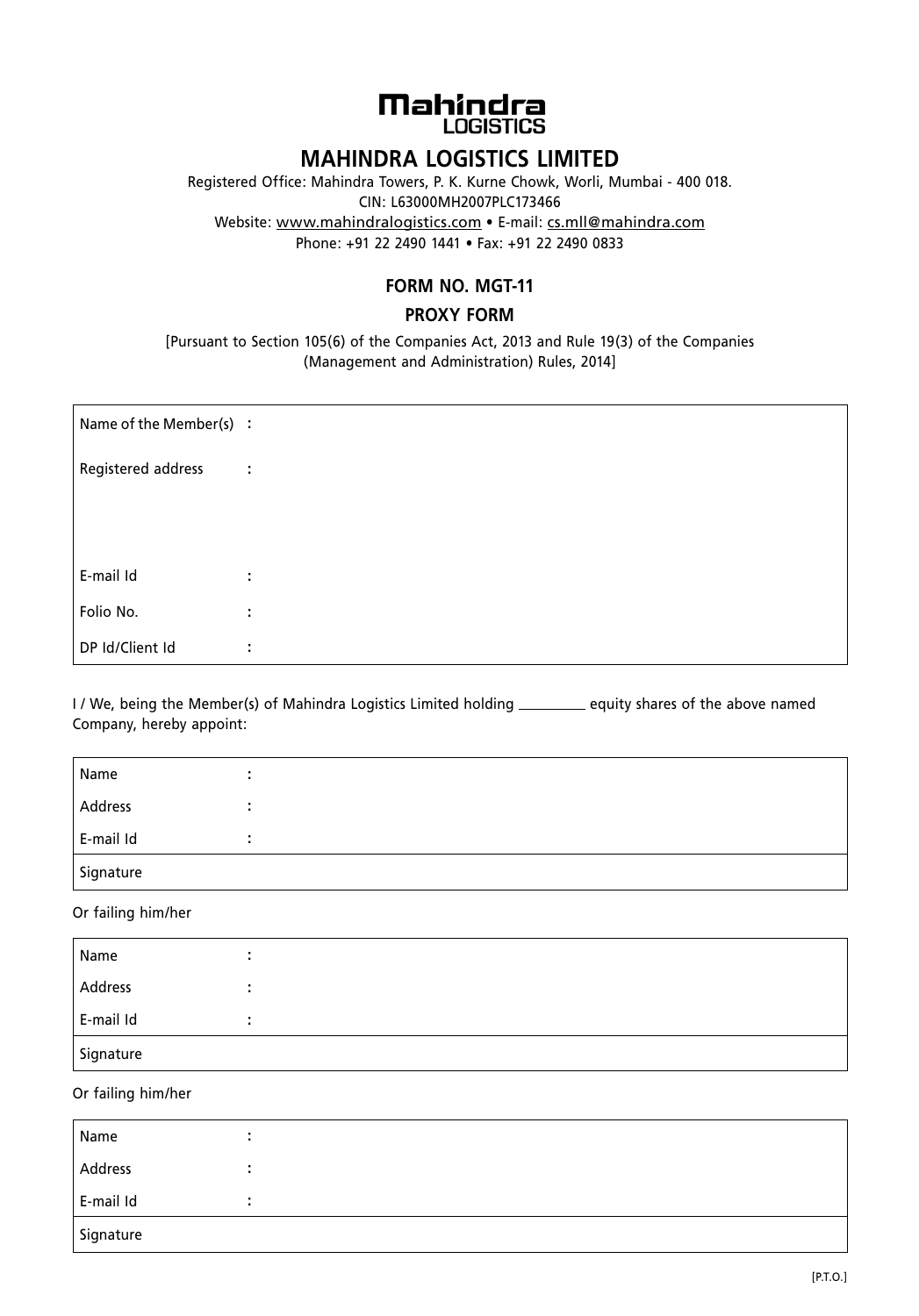# MAHINDRA LOGISTICS LIMITED

Registered Office: Mahindra Towers, P. K. Kurne Chowk, Worli, Mumbai - 400 018.
CIN: L63000MH2007PLC173466
Website: www.mahindralogistics.com • E-mail: cs.mll@mahindra.com
Phone: +91 22 2490 1441 • Fax: +91 22 2490 0833

## FORM NO. MGT-11

## PROXY FORM

[Pursuant to Section 105(6) of the Companies Act, 2013 and Rule 19(3) of the Companies (Management and Administration) Rules, 2014]

| | | |
|---|---|---|
| Name of the Member(s) | : | |
| Registered address | : | |
| E-mail Id | : | |
| Folio No. | : | |
| DP Id/Client Id | : | |

I / We, being the Member(s) of Mahindra Logistics Limited holding _________ equity shares of the above named Company, hereby appoint:

| | | |
|---|---|---|
| Name | : | |
| Address | : | |
| E-mail Id | : | |
| Signature | | |

Or failing him/her

| | | |
|---|---|---|
| Name | : | |
| Address | : | |
| E-mail Id | : | |
| Signature | | |

Or failing him/her

| | | |
|---|---|---|
| Name | : | |
| Address | : | |
| E-mail Id | : | |
| Signature | | |

[P.T.O.]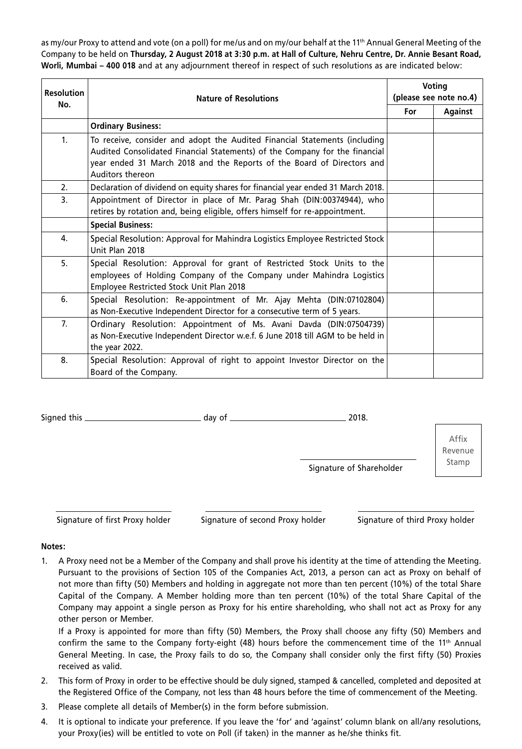as my/our Proxy to attend and vote (on a poll) for me/us and on my/our behalf at the 11th Annual General Meeting of the Company to be held on **Thursday, 2 August 2018 at 3:30 p.m. at Hall of Culture, Nehru Centre, Dr. Annie Besant Road, Worli, Mumbai – 400 018** and at any adjournment thereof in respect of such resolutions as are indicated below:

| Resolution No. | Nature of Resolutions | Voting (please see note no.4) | |
|---|---|---|---|
| | | For | Against |
| | **Ordinary Business:** | | |
| 1. | To receive, consider and adopt the Audited Financial Statements (including Audited Consolidated Financial Statements) of the Company for the financial year ended 31 March 2018 and the Reports of the Board of Directors and Auditors thereon | | |
| 2. | Declaration of dividend on equity shares for financial year ended 31 March 2018. | | |
| 3. | Appointment of Director in place of Mr. Parag Shah (DIN:00374944), who retires by rotation and, being eligible, offers himself for re-appointment. | | |
| | **Special Business:** | | |
| 4. | Special Resolution: Approval for Mahindra Logistics Employee Restricted Stock Unit Plan 2018 | | |
| 5. | Special Resolution: Approval for grant of Restricted Stock Units to the employees of Holding Company of the Company under Mahindra Logistics Employee Restricted Stock Unit Plan 2018 | | |
| 6. | Special Resolution: Re-appointment of Mr. Ajay Mehta (DIN:07102804) as Non-Executive Independent Director for a consecutive term of 5 years. | | |
| 7. | Ordinary Resolution: Appointment of Ms. Avani Davda (DIN:07504739) as Non-Executive Independent Director w.e.f. 6 June 2018 till AGM to be held in the year 2022. | | |
| 8. | Special Resolution: Approval of right to appoint Investor Director on the Board of the Company. | | |

Signed this \_\_\_\_\_\_\_\_\_\_\_\_\_\_\_\_\_\_\_\_ day of \_\_\_\_\_\_\_\_\_\_\_\_\_\_\_\_\_\_\_\_ 2018.

Affix Revenue Stamp

\_\_\_\_\_\_\_\_\_\_\_\_\_\_\_\_\_\_\_\_
Signature of Shareholder

\_\_\_\_\_\_\_\_\_\_\_\_\_\_\_\_\_\_\_\_
Signature of first Proxy holder

\_\_\_\_\_\_\_\_\_\_\_\_\_\_\_\_\_\_\_\_
Signature of second Proxy holder

\_\_\_\_\_\_\_\_\_\_\_\_\_\_\_\_\_\_\_\_
Signature of third Proxy holder

**Notes:**

1. A Proxy need not be a Member of the Company and shall prove his identity at the time of attending the Meeting. Pursuant to the provisions of Section 105 of the Companies Act, 2013, a person can act as Proxy on behalf of not more than fifty (50) Members and holding in aggregate not more than ten percent (10%) of the total Share Capital of the Company. A Member holding more than ten percent (10%) of the total Share Capital of the Company may appoint a single person as Proxy for his entire shareholding, who shall not act as Proxy for any other person or Member.

   If a Proxy is appointed for more than fifty (50) Members, the Proxy shall choose any fifty (50) Members and confirm the same to the Company forty-eight (48) hours before the commencement time of the 11th Annual General Meeting. In case, the Proxy fails to do so, the Company shall consider only the first fifty (50) Proxies received as valid.

2. This form of Proxy in order to be effective should be duly signed, stamped & cancelled, completed and deposited at the Registered Office of the Company, not less than 48 hours before the time of commencement of the Meeting.

3. Please complete all details of Member(s) in the form before submission.

4. It is optional to indicate your preference. If you leave the 'for' and 'against' column blank on all/any resolutions, your Proxy(ies) will be entitled to vote on Poll (if taken) in the manner as he/she thinks fit.